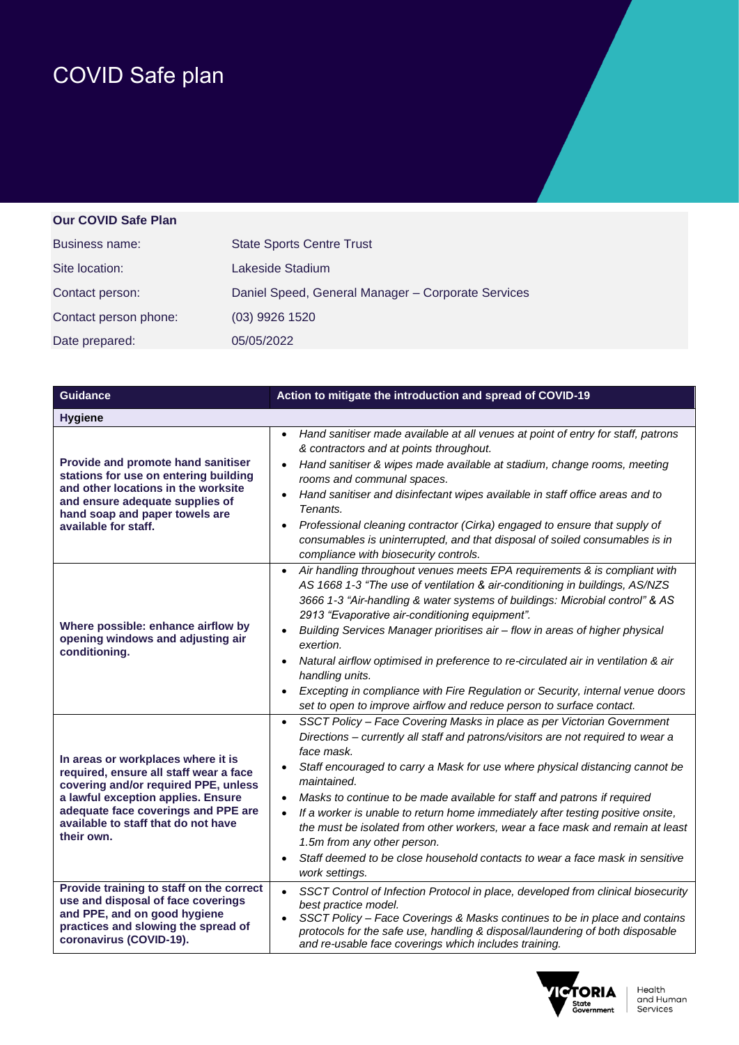# COVID Safe plan

| **Our COVID Safe Plan** | |
|---|---|
| Business name: | State Sports Centre Trust |
| Site location: | Lakeside Stadium |
| Contact person: | Daniel Speed, General Manager – Corporate Services |
| Contact person phone: | (03) 9926 1520 |
| Date prepared: | 05/05/2022 |

| Guidance | Action to mitigate the introduction and spread of COVID-19 |
|---|---|
| **Hygiene** | |
| **Provide and promote hand sanitiser stations for use on entering building and other locations in the worksite and ensure adequate supplies of hand soap and paper towels are available for staff.** | • *Hand sanitiser made available at all venues at point of entry for staff, patrons & contractors and at points throughout.*<br>• *Hand sanitiser & wipes made available at stadium, change rooms, meeting rooms and communal spaces.*<br>• *Hand sanitiser and disinfectant wipes available in staff office areas and to Tenants.*<br>• *Professional cleaning contractor (Cirka) engaged to ensure that supply of consumables is uninterrupted, and that disposal of soiled consumables is in compliance with biosecurity controls.* |
| **Where possible: enhance airflow by opening windows and adjusting air conditioning.** | • *Air handling throughout venues meets EPA requirements & is compliant with AS 1668 1-3 "The use of ventilation & air-conditioning in buildings, AS/NZS 3666 1-3 "Air-handling & water systems of buildings: Microbial control" & AS 2913 "Evaporative air-conditioning equipment".*<br>• *Building Services Manager prioritises air – flow in areas of higher physical exertion.*<br>• *Natural airflow optimised in preference to re-circulated air in ventilation & air handling units.*<br>• *Excepting in compliance with Fire Regulation or Security, internal venue doors set to open to improve airflow and reduce person to surface contact.* |
| **In areas or workplaces where it is required, ensure all staff wear a face covering and/or required PPE, unless a lawful exception applies. Ensure adequate face coverings and PPE are available to staff that do not have their own.** | • *SSCT Policy – Face Covering Masks in place as per Victorian Government Directions – currently all staff and patrons/visitors are not required to wear a face mask.*<br>• *Staff encouraged to carry a Mask for use where physical distancing cannot be maintained.*<br>• *Masks to continue to be made available for staff and patrons if required*<br>• *If a worker is unable to return home immediately after testing positive onsite, the must be isolated from other workers, wear a face mask and remain at least 1.5m from any other person.*<br>• *Staff deemed to be close household contacts to wear a face mask in sensitive work settings.* |
| **Provide training to staff on the correct use and disposal of face coverings and PPE, and on good hygiene practices and slowing the spread of coronavirus (COVID-19).** | • *SSCT Control of Infection Protocol in place, developed from clinical biosecurity best practice model.*<br>• *SSCT Policy – Face Coverings & Masks continues to be in place and contains protocols for the safe use, handling & disposal/laundering of both disposable and re-usable face coverings which includes training.* |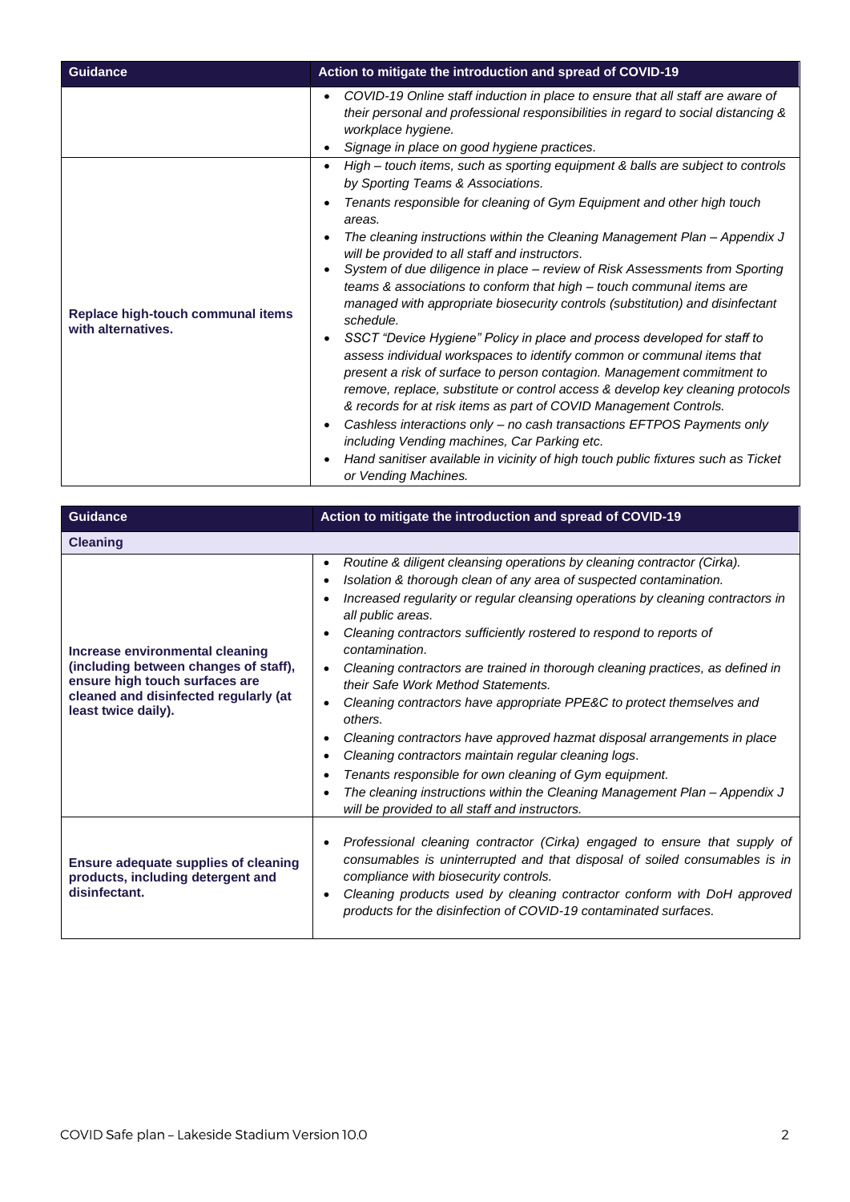| Guidance | Action to mitigate the introduction and spread of COVID-19 |
| --- | --- |
| | • *COVID-19 Online staff induction in place to ensure that all staff are aware of their personal and professional responsibilities in regard to social distancing & workplace hygiene.*<br>• *Signage in place on good hygiene practices.* |
| **Replace high-touch communal items with alternatives.** | • *High – touch items, such as sporting equipment & balls are subject to controls by Sporting Teams & Associations.*<br>• *Tenants responsible for cleaning of Gym Equipment and other high touch areas.*<br>• *The cleaning instructions within the Cleaning Management Plan – Appendix J will be provided to all staff and instructors.*<br>• *System of due diligence in place – review of Risk Assessments from Sporting teams & associations to conform that high – touch communal items are managed with appropriate biosecurity controls (substitution) and disinfectant schedule.*<br>• *SSCT "Device Hygiene" Policy in place and process developed for staff to assess individual workspaces to identify common or communal items that present a risk of surface to person contagion. Management commitment to remove, replace, substitute or control access & develop key cleaning protocols & records for at risk items as part of COVID Management Controls.*<br>• *Cashless interactions only – no cash transactions EFTPOS Payments only including Vending machines, Car Parking etc.*<br>• *Hand sanitiser available in vicinity of high touch public fixtures such as Ticket or Vending Machines.* |

| Guidance | Action to mitigate the introduction and spread of COVID-19 |
| --- | --- |
| **Cleaning** | |
| **Increase environmental cleaning (including between changes of staff), ensure high touch surfaces are cleaned and disinfected regularly (at least twice daily).** | • *Routine & diligent cleansing operations by cleaning contractor (Cirka).*<br>• *Isolation & thorough clean of any area of suspected contamination.*<br>• *Increased regularity or regular cleansing operations by cleaning contractors in all public areas.*<br>• *Cleaning contractors sufficiently rostered to respond to reports of contamination.*<br>• *Cleaning contractors are trained in thorough cleaning practices, as defined in their Safe Work Method Statements.*<br>• *Cleaning contractors have appropriate PPE&C to protect themselves and others.*<br>• *Cleaning contractors have approved hazmat disposal arrangements in place*<br>• *Cleaning contractors maintain regular cleaning logs.*<br>• *Tenants responsible for own cleaning of Gym equipment.*<br>• *The cleaning instructions within the Cleaning Management Plan – Appendix J will be provided to all staff and instructors.* |
| **Ensure adequate supplies of cleaning products, including detergent and disinfectant.** | • *Professional cleaning contractor (Cirka) engaged to ensure that supply of consumables is uninterrupted and that disposal of soiled consumables is in compliance with biosecurity controls.*<br>• *Cleaning products used by cleaning contractor conform with DoH approved products for the disinfection of COVID-19 contaminated surfaces.* |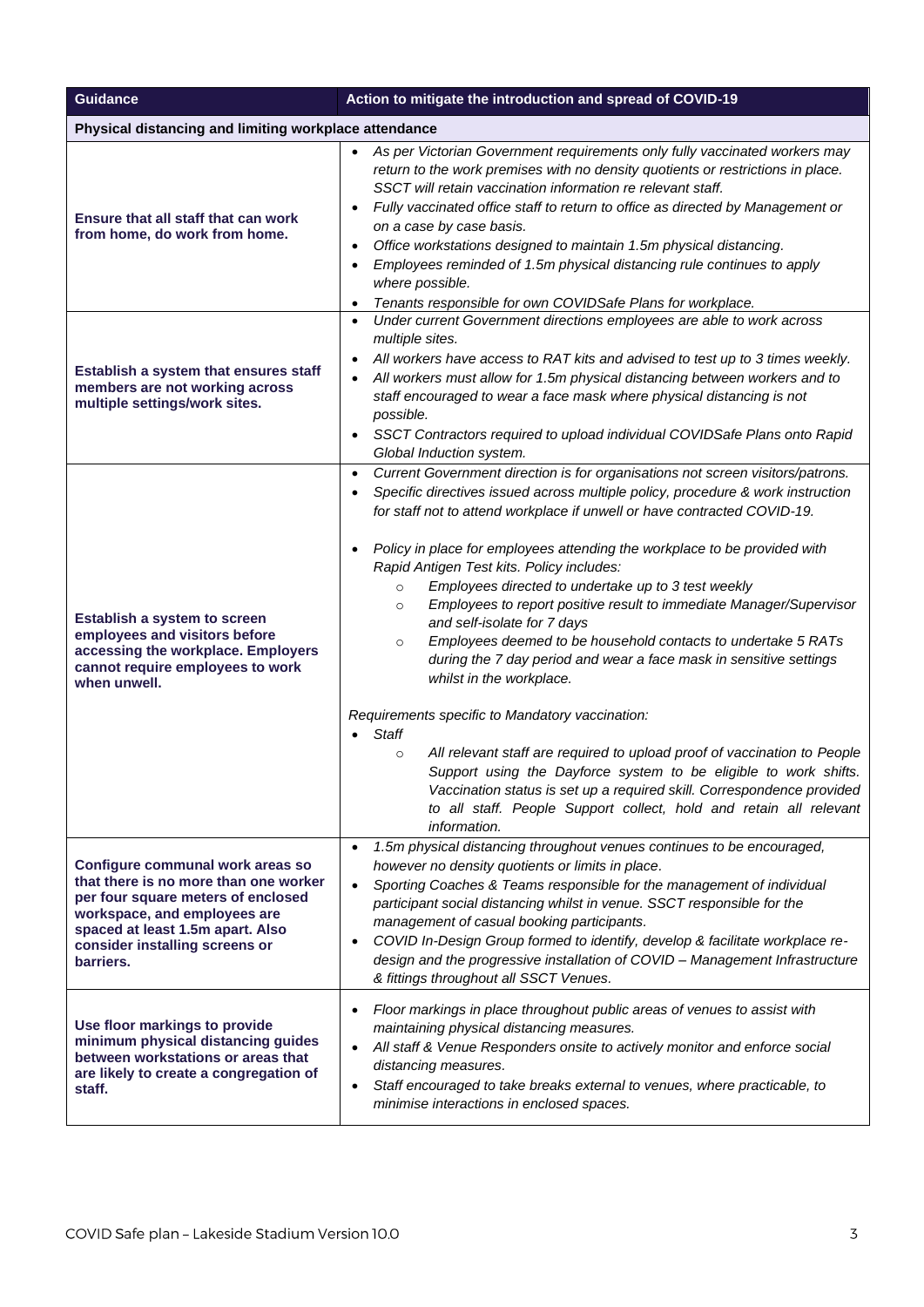| Guidance | Action to mitigate the introduction and spread of COVID-19 |
|---|---|
| **Physical distancing and limiting workplace attendance** | |
| **Ensure that all staff that can work from home, do work from home.** | • *As per Victorian Government requirements only fully vaccinated workers may return to the work premises with no density quotients or restrictions in place. SSCT will retain vaccination information re relevant staff.*<br>• *Fully vaccinated office staff to return to office as directed by Management or on a case by case basis.*<br>• *Office workstations designed to maintain 1.5m physical distancing.*<br>• *Employees reminded of 1.5m physical distancing rule continues to apply where possible.*<br>• *Tenants responsible for own COVIDSafe Plans for workplace.* |
| **Establish a system that ensures staff members are not working across multiple settings/work sites.** | • *Under current Government directions employees are able to work across multiple sites.*<br>• *All workers have access to RAT kits and advised to test up to 3 times weekly.*<br>• *All workers must allow for 1.5m physical distancing between workers and to staff encouraged to wear a face mask where physical distancing is not possible.*<br>• *SSCT Contractors required to upload individual COVIDSafe Plans onto Rapid Global Induction system.* |
| **Establish a system to screen employees and visitors before accessing the workplace. Employers cannot require employees to work when unwell.** | • *Current Government direction is for organisations not screen visitors/patrons.*<br>• *Specific directives issued across multiple policy, procedure & work instruction for staff not to attend workplace if unwell or have contracted COVID-19.*<br><br>• *Policy in place for employees attending the workplace to be provided with Rapid Antigen Test kits. Policy includes:*<br>&nbsp;&nbsp;&nbsp;&nbsp;○ *Employees directed to undertake up to 3 test weekly*<br>&nbsp;&nbsp;&nbsp;&nbsp;○ *Employees to report positive result to immediate Manager/Supervisor and self-isolate for 7 days*<br>&nbsp;&nbsp;&nbsp;&nbsp;○ *Employees deemed to be household contacts to undertake 5 RATs during the 7 day period and wear a face mask in sensitive settings whilst in the workplace.*<br><br>*Requirements specific to Mandatory vaccination:*<br>• *Staff*<br>&nbsp;&nbsp;&nbsp;&nbsp;○ *All relevant staff are required to upload proof of vaccination to People Support using the Dayforce system to be eligible to work shifts. Vaccination status is set up a required skill. Correspondence provided to all staff. People Support collect, hold and retain all relevant information.* |
| **Configure communal work areas so that there is no more than one worker per four square meters of enclosed workspace, and employees are spaced at least 1.5m apart. Also consider installing screens or barriers.** | • *1.5m physical distancing throughout venues continues to be encouraged, however no density quotients or limits in place.*<br>• *Sporting Coaches & Teams responsible for the management of individual participant social distancing whilst in venue. SSCT responsible for the management of casual booking participants.*<br>• *COVID In-Design Group formed to identify, develop & facilitate workplace re-design and the progressive installation of COVID – Management Infrastructure & fittings throughout all SSCT Venues.* |
| **Use floor markings to provide minimum physical distancing guides between workstations or areas that are likely to create a congregation of staff.** | • *Floor markings in place throughout public areas of venues to assist with maintaining physical distancing measures.*<br>• *All staff & Venue Responders onsite to actively monitor and enforce social distancing measures.*<br>• *Staff encouraged to take breaks external to venues, where practicable, to minimise interactions in enclosed spaces.* |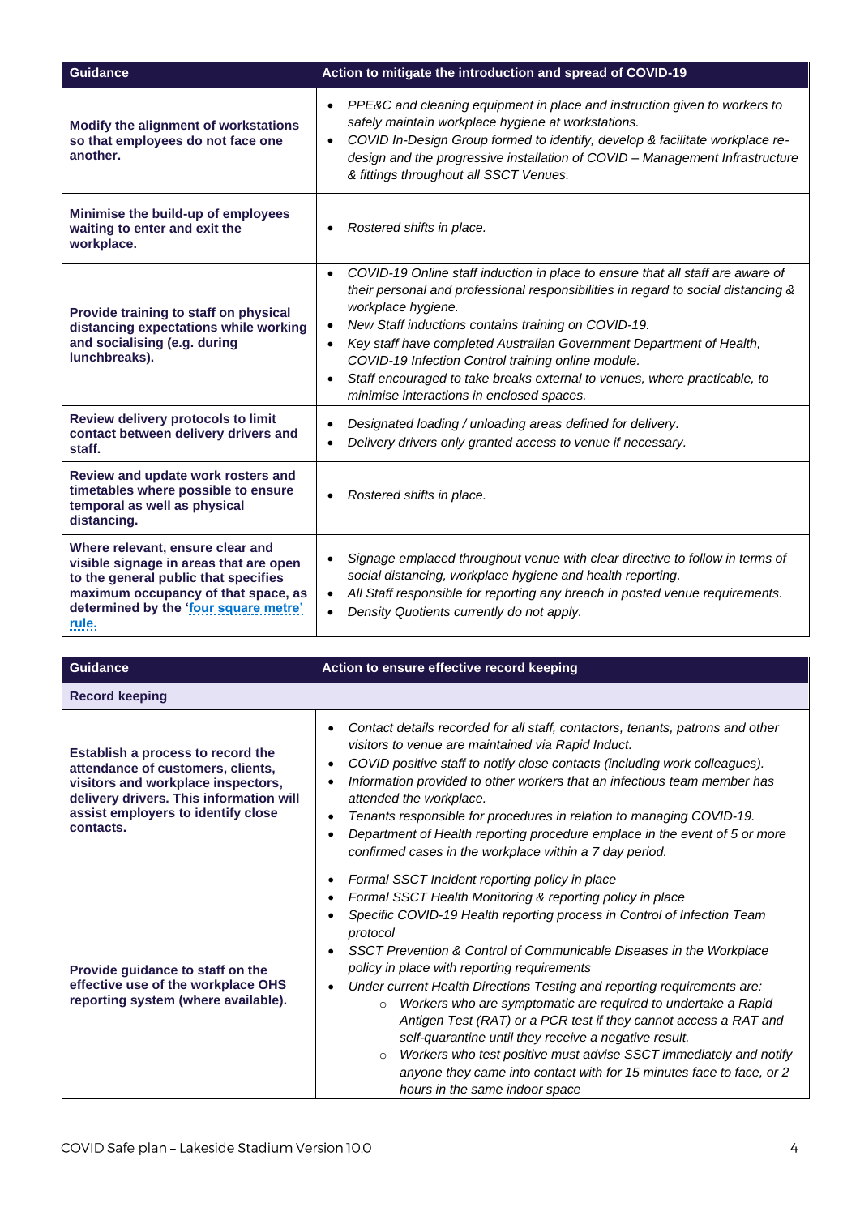| Guidance | Action to mitigate the introduction and spread of COVID-19 |
|---|---|
| **Modify the alignment of workstations so that employees do not face one another.** | • *PPE&C and cleaning equipment in place and instruction given to workers to safely maintain workplace hygiene at workstations.*<br>• *COVID In-Design Group formed to identify, develop & facilitate workplace re-design and the progressive installation of COVID – Management Infrastructure & fittings throughout all SSCT Venues.* |
| **Minimise the build-up of employees waiting to enter and exit the workplace.** | • *Rostered shifts in place.* |
| **Provide training to staff on physical distancing expectations while working and socialising (e.g. during lunchbreaks).** | • *COVID-19 Online staff induction in place to ensure that all staff are aware of their personal and professional responsibilities in regard to social distancing & workplace hygiene.*<br>• *New Staff inductions contains training on COVID-19.*<br>• *Key staff have completed Australian Government Department of Health, COVID-19 Infection Control training online module.*<br>• *Staff encouraged to take breaks external to venues, where practicable, to minimise interactions in enclosed spaces.* |
| **Review delivery protocols to limit contact between delivery drivers and staff.** | • *Designated loading / unloading areas defined for delivery.*<br>• *Delivery drivers only granted access to venue if necessary.* |
| **Review and update work rosters and timetables where possible to ensure temporal as well as physical distancing.** | • *Rostered shifts in place.* |
| **Where relevant, ensure clear and visible signage in areas that are open to the general public that specifies maximum occupancy of that space, as determined by the 'four square metre' rule.** | • *Signage emplaced throughout venue with clear directive to follow in terms of social distancing, workplace hygiene and health reporting.*<br>• *All Staff responsible for reporting any breach in posted venue requirements.*<br>• *Density Quotients currently do not apply.* |

| Guidance | Action to ensure effective record keeping |
|---|---|
| **Record keeping** | |
| **Establish a process to record the attendance of customers, clients, visitors and workplace inspectors, delivery drivers. This information will assist employers to identify close contacts.** | • *Contact details recorded for all staff, contactors, tenants, patrons and other visitors to venue are maintained via Rapid Induct.*<br>• *COVID positive staff to notify close contacts (including work colleagues).*<br>• *Information provided to other workers that an infectious team member has attended the workplace.*<br>• *Tenants responsible for procedures in relation to managing COVID-19.*<br>• *Department of Health reporting procedure emplace in the event of 5 or more confirmed cases in the workplace within a 7 day period.* |
| **Provide guidance to staff on the effective use of the workplace OHS reporting system (where available).** | • *Formal SSCT Incident reporting policy in place*<br>• *Formal SSCT Health Monitoring & reporting policy in place*<br>• *Specific COVID-19 Health reporting process in Control of Infection Team protocol*<br>• *SSCT Prevention & Control of Communicable Diseases in the Workplace policy in place with reporting requirements*<br>• *Under current Health Directions Testing and reporting requirements are:*<br>  ○ *Workers who are symptomatic are required to undertake a Rapid Antigen Test (RAT) or a PCR test if they cannot access a RAT and self-quarantine until they receive a negative result.*<br>  ○ *Workers who test positive must advise SSCT immediately and notify anyone they came into contact with for 15 minutes face to face, or 2 hours in the same indoor space* |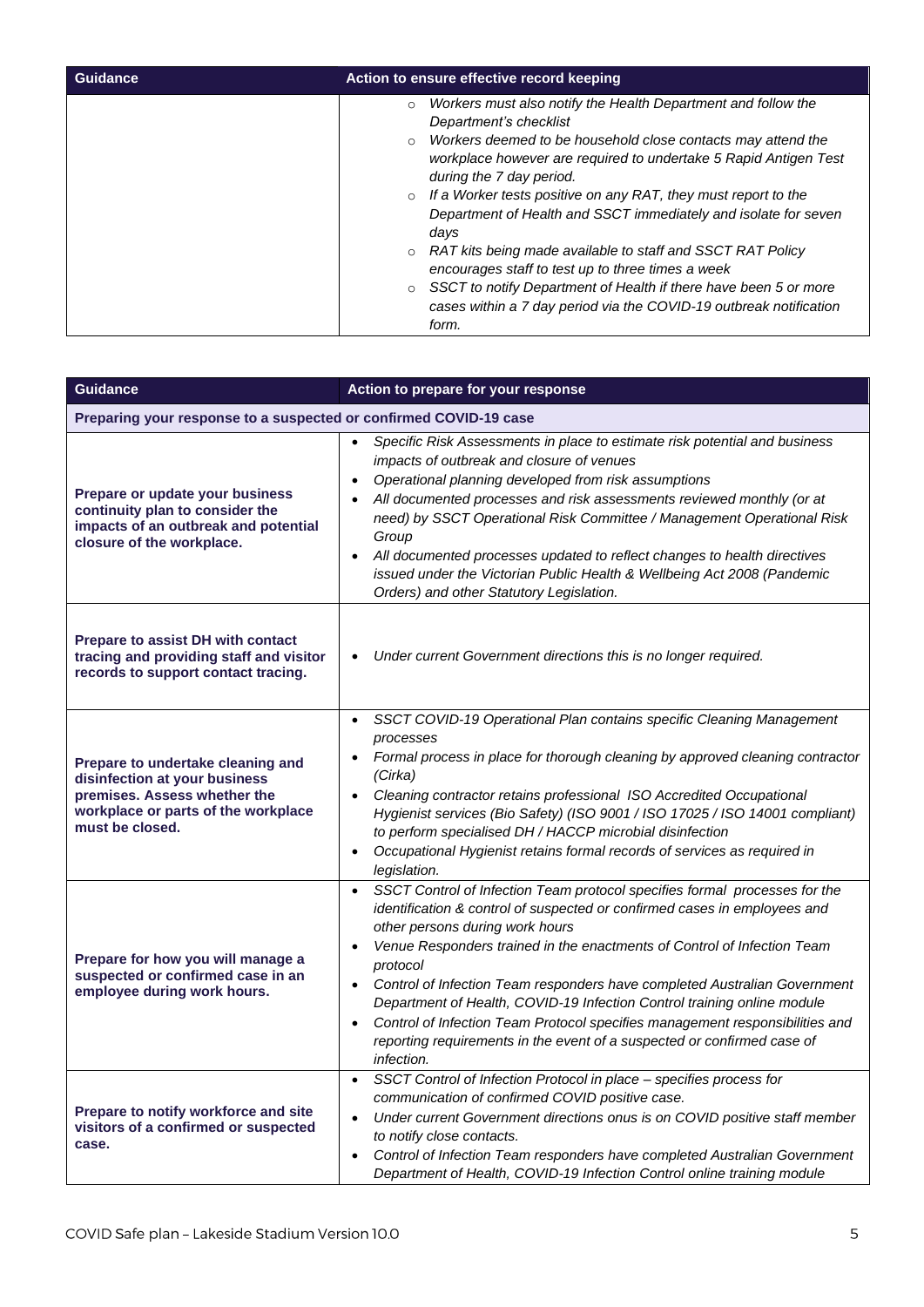| Guidance | Action to ensure effective record keeping |
|---|---|
| | ◦ *Workers must also notify the Health Department and follow the Department's checklist*<br>◦ *Workers deemed to be household close contacts may attend the workplace however are required to undertake 5 Rapid Antigen Test during the 7 day period.*<br>◦ *If a Worker tests positive on any RAT, they must report to the Department of Health and SSCT immediately and isolate for seven days*<br>◦ *RAT kits being made available to staff and SSCT RAT Policy encourages staff to test up to three times a week*<br>◦ *SSCT to notify Department of Health if there have been 5 or more cases within a 7 day period via the COVID-19 outbreak notification form.* |

| Guidance | Action to prepare for your response |
|---|---|
| **Preparing your response to a suspected or confirmed COVID-19 case** | |
| **Prepare or update your business continuity plan to consider the impacts of an outbreak and potential closure of the workplace.** | • *Specific Risk Assessments in place to estimate risk potential and business impacts of outbreak and closure of venues*<br>• *Operational planning developed from risk assumptions*<br>• *All documented processes and risk assessments reviewed monthly (or at need) by SSCT Operational Risk Committee / Management Operational Risk Group*<br>• *All documented processes updated to reflect changes to health directives issued under the Victorian Public Health & Wellbeing Act 2008 (Pandemic Orders) and other Statutory Legislation.* |
| **Prepare to assist DH with contact tracing and providing staff and visitor records to support contact tracing.** | • *Under current Government directions this is no longer required.* |
| **Prepare to undertake cleaning and disinfection at your business premises. Assess whether the workplace or parts of the workplace must be closed.** | • *SSCT COVID-19 Operational Plan contains specific Cleaning Management processes*<br>• *Formal process in place for thorough cleaning by approved cleaning contractor (Cirka)*<br>• *Cleaning contractor retains professional ISO Accredited Occupational Hygienist services (Bio Safety) (ISO 9001 / ISO 17025 / ISO 14001 compliant) to perform specialised DH / HACCP microbial disinfection*<br>• *Occupational Hygienist retains formal records of services as required in legislation.* |
| **Prepare for how you will manage a suspected or confirmed case in an employee during work hours.** | • *SSCT Control of Infection Team protocol specifies formal processes for the identification & control of suspected or confirmed cases in employees and other persons during work hours*<br>• *Venue Responders trained in the enactments of Control of Infection Team protocol*<br>• *Control of Infection Team responders have completed Australian Government Department of Health, COVID-19 Infection Control training online module*<br>• *Control of Infection Team Protocol specifies management responsibilities and reporting requirements in the event of a suspected or confirmed case of infection.* |
| **Prepare to notify workforce and site visitors of a confirmed or suspected case.** | • *SSCT Control of Infection Protocol in place – specifies process for communication of confirmed COVID positive case.*<br>• *Under current Government directions onus is on COVID positive staff member to notify close contacts.*<br>• *Control of Infection Team responders have completed Australian Government Department of Health, COVID-19 Infection Control online training module* |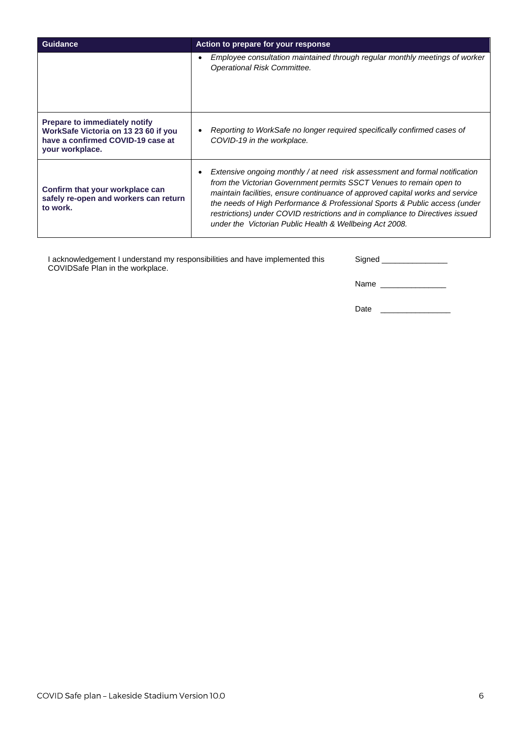| Guidance | Action to prepare for your response |
|---|---|
| | • *Employee consultation maintained through regular monthly meetings of worker Operational Risk Committee.* |
| **Prepare to immediately notify WorkSafe Victoria on 13 23 60 if you have a confirmed COVID-19 case at your workplace.** | • *Reporting to WorkSafe no longer required specifically confirmed cases of COVID-19 in the workplace.* |
| **Confirm that your workplace can safely re-open and workers can return to work.** | • *Extensive ongoing monthly / at need risk assessment and formal notification from the Victorian Government permits SSCT Venues to remain open to maintain facilities, ensure continuance of approved capital works and service the needs of High Performance & Professional Sports & Public access (under restrictions) under COVID restrictions and in compliance to Directives issued under the Victorian Public Health & Wellbeing Act 2008.* |

I acknowledgement I understand my responsibilities and have implemented this COVIDSafe Plan in the workplace.

Signed _______________

Name _______________

Date _______________